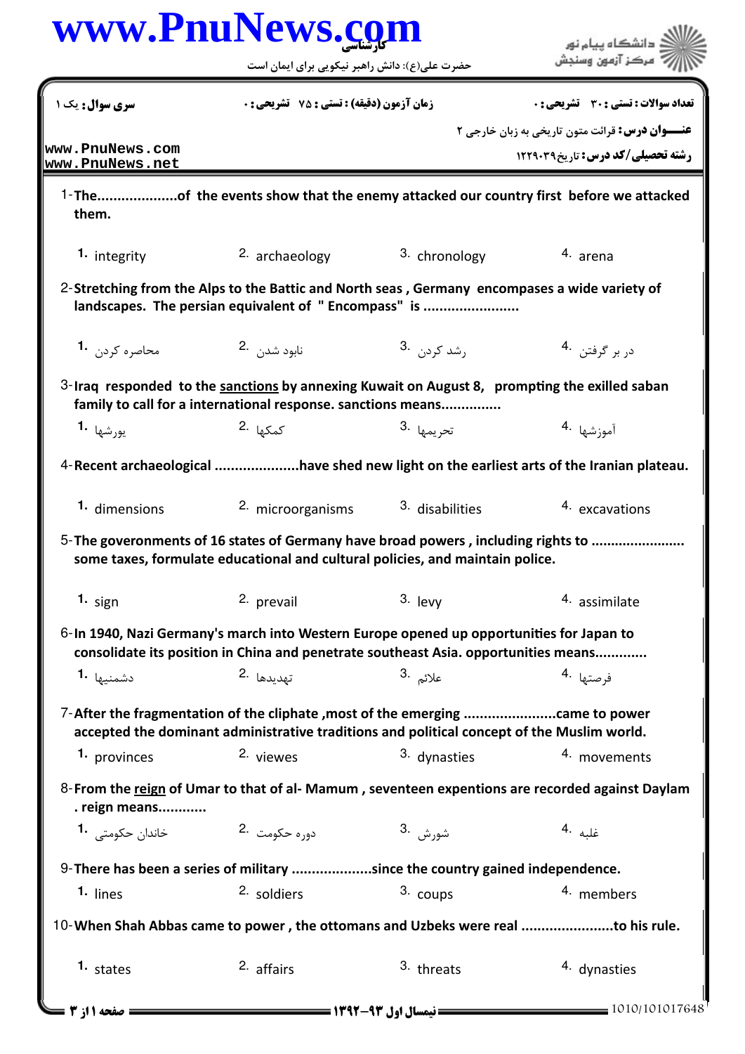**سری سوال:** یک ۱ | **زمان آزمون (دقیقه) : تستی : ۷۵ تشریحی : ۰** | **تعداد سوالات : تستی : ۳۰ تشریحی : ۰**

**عنـــوان درس:** قرائت متون تاریخی به زبان خارجی ۲

**رشته تحصیلی/کد درس:** تاریخ۱۲۲۹۰۳۹

1- The...................of the events show that the enemy attacked our country first before we attacked them.

1. integrity
2. archaeology
3. chronology
4. arena

2- Stretching from the Alps to the Battic and North seas , Germany encompases a wide variety of landscapes. The persian equivalent of " Encompass" is .......................

1. محاصره کردن
2. نابود شدن
3. رشد کردن
4. در بر گرفتن

3- Iraq responded to the sanctions by annexing Kuwait on August 8, prompting the exilled saban family to call for a international response. sanctions means..............

1. یورشها
2. کمکها
3. تحریمها
4. آموزشها

4- Recent archaeological ....................have shed new light on the earliest arts of the Iranian plateau.

1. dimensions
2. microorganisms
3. disabilities
4. excavations

5- The goveronments of 16 states of Germany have broad powers , including rights to ....................... some taxes, formulate educational and cultural policies, and maintain police.

1. sign
2. prevail
3. levy
4. assimilate

6- In 1940, Nazi Germany's march into Western Europe opened up opportunities for Japan to consolidate its position in China and penetrate southeast Asia. opportunities means............

1. دشمنیها
2. تهدیدها
3. علائم
4. فرصتها

7- After the fragmentation of the cliphate ,most of the emerging ......................came to power accepted the dominant administrative traditions and political concept of the Muslim world.

1. provinces
2. viewes
3. dynasties
4. movements

8- From the reign of Umar to that of al- Mamum , seventeen expentions are recorded against Daylam . reign means...........

1. خاندان حکومتی
2. دوره حکومت
3. شورش
4. غلبه

9- There has been a series of military ...................since the country gained independence.

1. lines
2. soldiers
3. coups
4. members

10- When Shah Abbas came to power , the ottomans and Uzbeks were real ......................to his rule.

1. states
2. affairs
3. threats
4. dynasties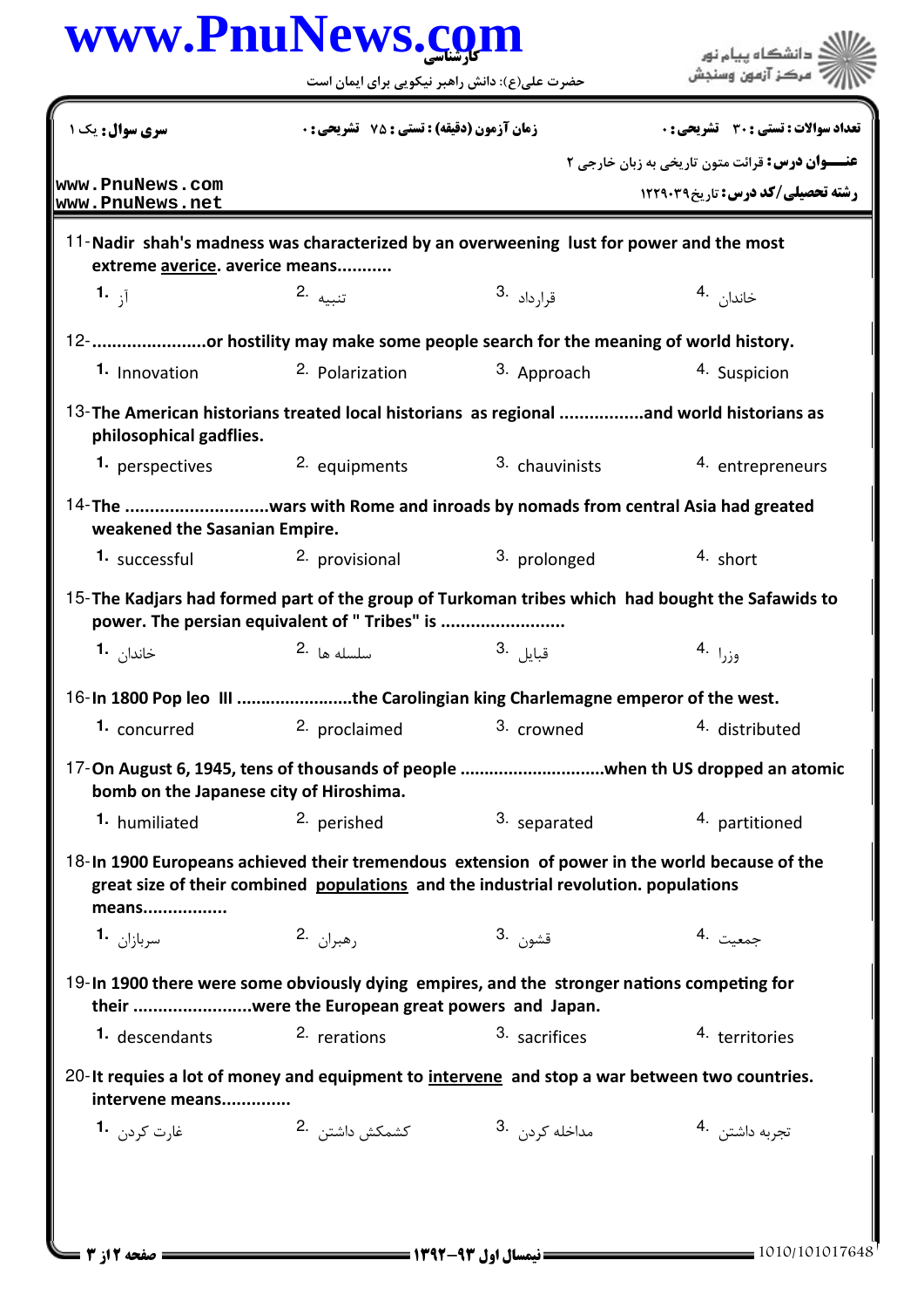سری سوال: یک ۱ | زمان آزمون (دقیقه) : تستی : ۷۵ تشریحی : ۰ | تعداد سوالات : تستی : ۳۰ تشریحی : ۰

عنـــوان درس: قرائت متون تاریخی به زبان خارجی ۲

رشته تحصیلی/کد درس: تاریخ۱۲۲۹۰۳۹

11- **Nadir shah's madness was characterized by an overweening lust for power and the most extreme avarice. avarice means...........**

1. آز
2. تنبیه
3. قرارداد
4. خاندان

12- **......................or hostility may make some people search for the meaning of world history.**

1. Innovation
2. Polarization
3. Approach
4. Suspicion

13- **The American historians treated local historians as regional ................and world historians as philosophical gadflies.**

1. perspectives
2. equipments
3. chauvinists
4. entrepreneurs

14- **The ............................wars with Rome and inroads by nomads from central Asia had greated weakened the Sasanian Empire.**

1. successful
2. provisional
3. prolonged
4. short

15- **The Kadjars had formed part of the group of Turkoman tribes which had bought the Safawids to power. The persian equivalent of " Tribes" is ........................**

1. خاندان
2. سلسله ها
3. قبایل
4. وزرا

16- **In 1800 Pop leo III .......................the Carolingian king Charlemagne emperor of the west.**

1. concurred
2. proclaimed
3. crowned
4. distributed

17- **On August 6, 1945, tens of thousands of people ............................when th US dropped an atomic bomb on the Japanese city of Hiroshima.**

1. humiliated
2. perished
3. separated
4. partitioned

18- **In 1900 Europeans achieved their tremendous extension of power in the world because of the great size of their combined populations and the industrial revolution. populations means.................**

1. سربازان
2. رهبران
3. قشون
4. جمعیت

19- **In 1900 there were some obviously dying empires, and the stronger nations competing for their .......................were the European great powers and Japan.**

1. descendants
2. rerations
3. sacrifices
4. territories

20- **It requies a lot of money and equipment to intervene and stop a war between two countries. intervene means.............**

1. غارت کردن
2. کشمکش داشتن
3. مداخله کردن
4. تجربه داشتن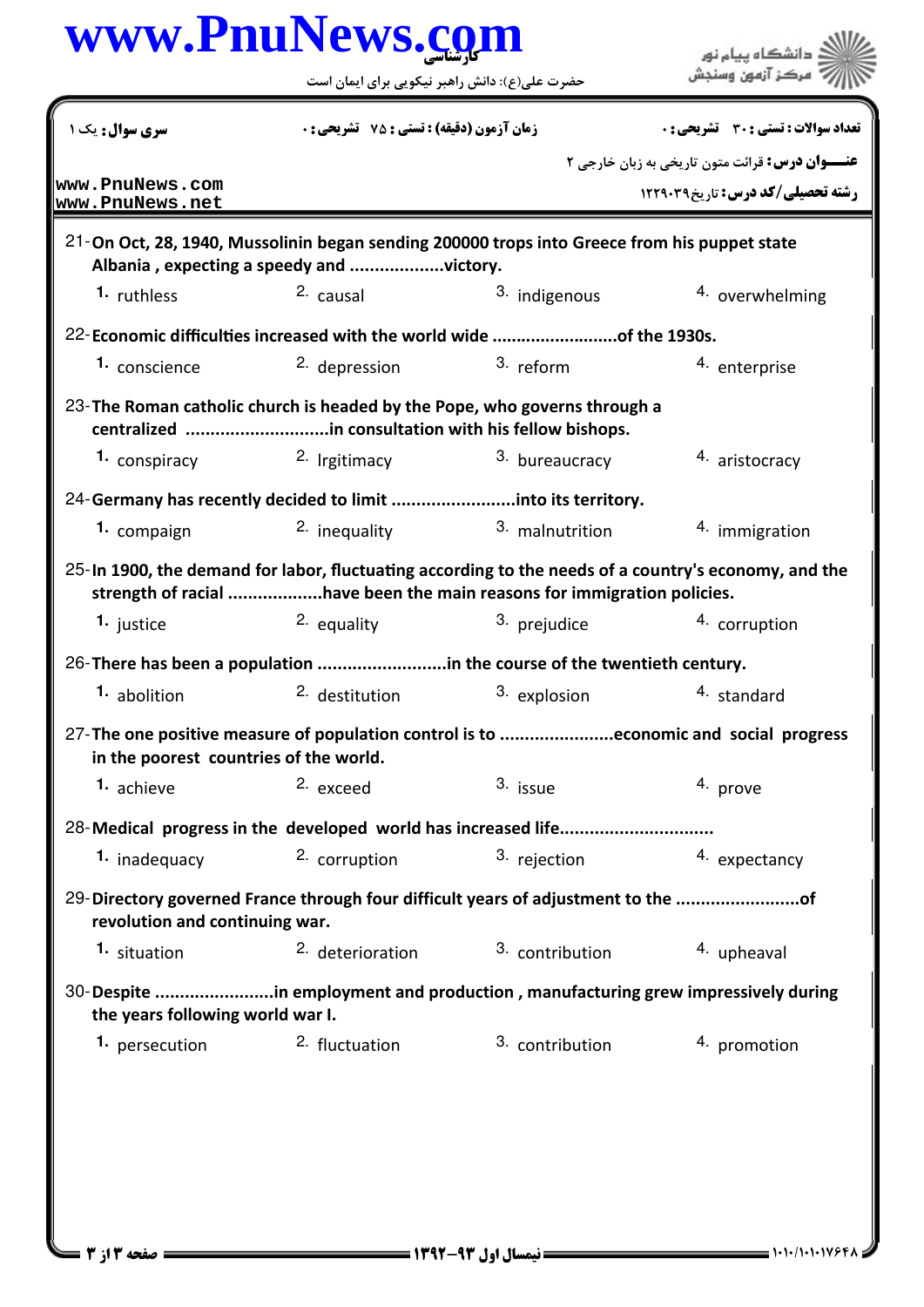21- On Oct, 28, 1940, Mussolinin began sending 200000 trops into Greece from his puppet state Albania , expecting a speedy and ..................victory.

1. ruthless
2. causal
3. indigenous
4. overwhelming

22- Economic difficulties increased with the world wide .........................of the 1930s.

1. conscience
2. depression
3. reform
4. enterprise

23- The Roman catholic church is headed by the Pope, who governs through a centralized ............................in consultation with his fellow bishops.

1. conspiracy
2. lrgitimacy
3. bureaucracy
4. aristocracy

24- Germany has recently decided to limit ........................into its territory.

1. compaign
2. inequality
3. malnutrition
4. immigration

25- In 1900, the demand for labor, fluctuating according to the needs of a country's economy, and the strength of racial ..................have been the main reasons for immigration policies.

1. justice
2. equality
3. prejudice
4. corruption

26- There has been a population .........................in the course of the twentieth century.

1. abolition
2. destitution
3. explosion
4. standard

27- The one positive measure of population control is to ......................economic and social progress in the poorest countries of the world.

1. achieve
2. exceed
3. issue
4. prove

28- Medical progress in the developed world has increased life..............................

1. inadequacy
2. corruption
3. rejection
4. expectancy

29- Directory governed France through four difficult years of adjustment to the ........................of revolution and continuing war.

1. situation
2. deterioration
3. contribution
4. upheaval

30- Despite .......................in employment and production , manufacturing grew impressively during the years following world war I.

1. persecution
2. fluctuation
3. contribution
4. promotion